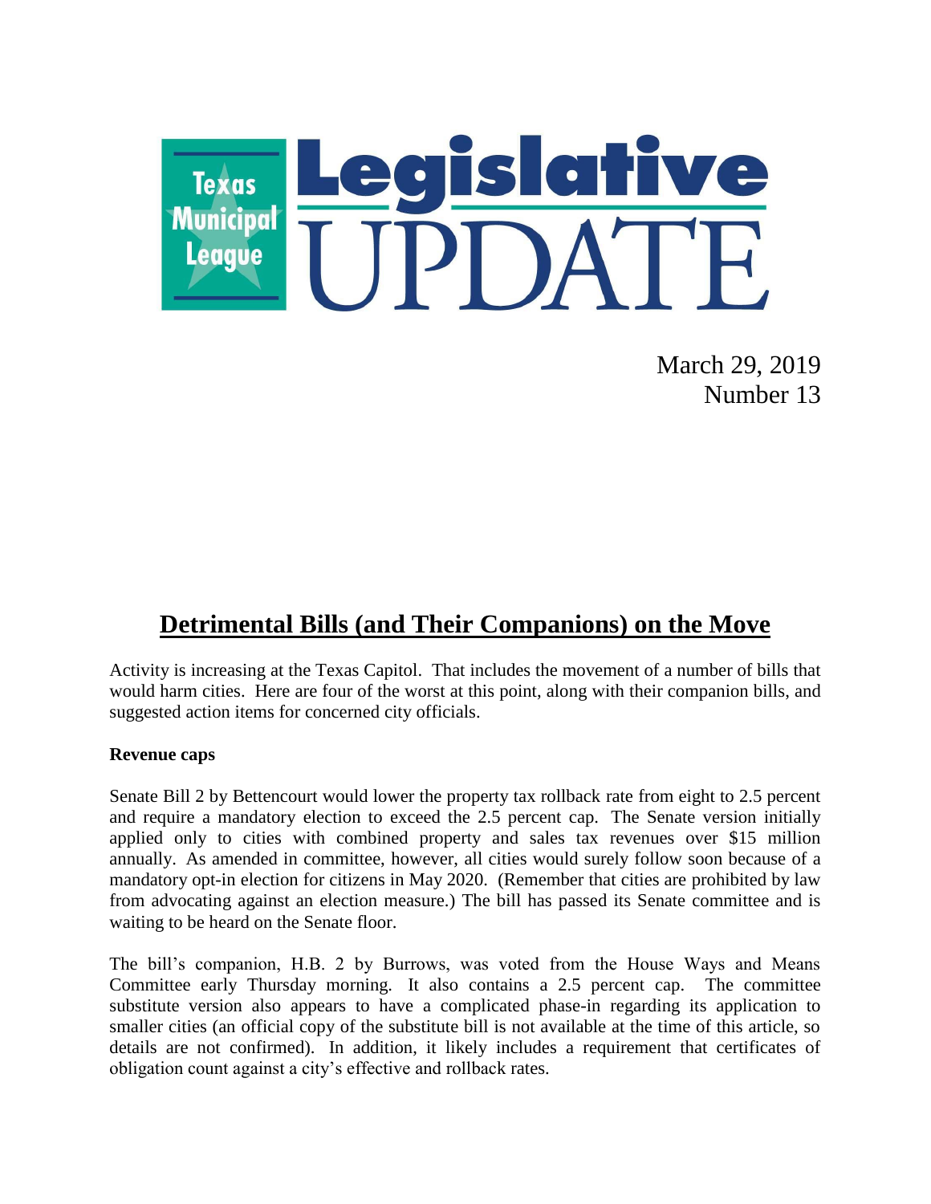# Texas Municipal League Legislative UPDATE

March 29, 2019
Number 13

## Detrimental Bills (and Their Companions) on the Move

Activity is increasing at the Texas Capitol. That includes the movement of a number of bills that would harm cities. Here are four of the worst at this point, along with their companion bills, and suggested action items for concerned city officials.

**Revenue caps**

Senate Bill 2 by Bettencourt would lower the property tax rollback rate from eight to 2.5 percent and require a mandatory election to exceed the 2.5 percent cap. The Senate version initially applied only to cities with combined property and sales tax revenues over $15 million annually. As amended in committee, however, all cities would surely follow soon because of a mandatory opt-in election for citizens in May 2020. (Remember that cities are prohibited by law from advocating against an election measure.) The bill has passed its Senate committee and is waiting to be heard on the Senate floor.

The bill's companion, H.B. 2 by Burrows, was voted from the House Ways and Means Committee early Thursday morning. It also contains a 2.5 percent cap. The committee substitute version also appears to have a complicated phase-in regarding its application to smaller cities (an official copy of the substitute bill is not available at the time of this article, so details are not confirmed). In addition, it likely includes a requirement that certificates of obligation count against a city's effective and rollback rates.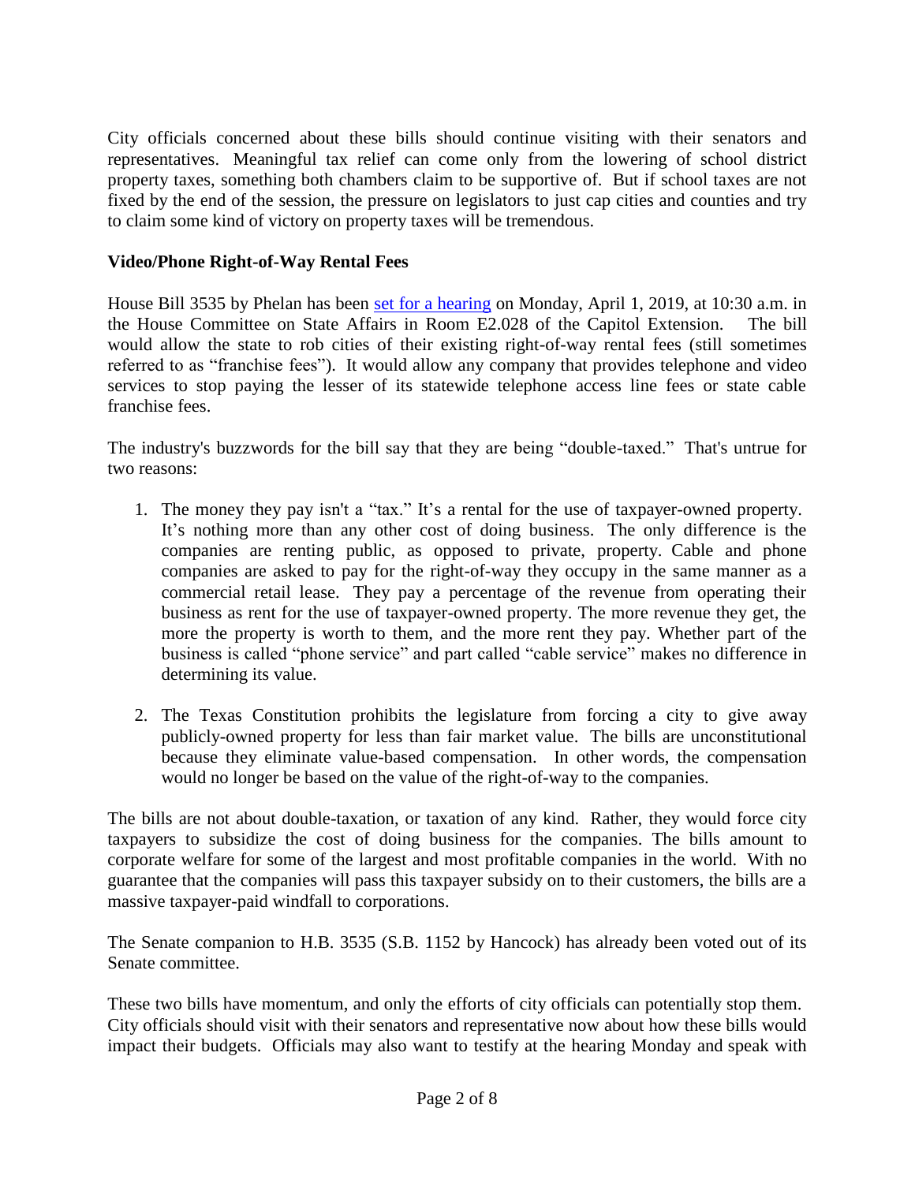City officials concerned about these bills should continue visiting with their senators and representatives. Meaningful tax relief can come only from the lowering of school district property taxes, something both chambers claim to be supportive of. But if school taxes are not fixed by the end of the session, the pressure on legislators to just cap cities and counties and try to claim some kind of victory on property taxes will be tremendous.

**Video/Phone Right-of-Way Rental Fees**

House Bill 3535 by Phelan has been set for a hearing on Monday, April 1, 2019, at 10:30 a.m. in the House Committee on State Affairs in Room E2.028 of the Capitol Extension. The bill would allow the state to rob cities of their existing right-of-way rental fees (still sometimes referred to as "franchise fees"). It would allow any company that provides telephone and video services to stop paying the lesser of its statewide telephone access line fees or state cable franchise fees.

The industry's buzzwords for the bill say that they are being "double-taxed." That's untrue for two reasons:

1. The money they pay isn't a "tax." It's a rental for the use of taxpayer-owned property. It's nothing more than any other cost of doing business. The only difference is the companies are renting public, as opposed to private, property. Cable and phone companies are asked to pay for the right-of-way they occupy in the same manner as a commercial retail lease. They pay a percentage of the revenue from operating their business as rent for the use of taxpayer-owned property. The more revenue they get, the more the property is worth to them, and the more rent they pay. Whether part of the business is called "phone service" and part called "cable service" makes no difference in determining its value.

2. The Texas Constitution prohibits the legislature from forcing a city to give away publicly-owned property for less than fair market value. The bills are unconstitutional because they eliminate value-based compensation. In other words, the compensation would no longer be based on the value of the right-of-way to the companies.

The bills are not about double-taxation, or taxation of any kind. Rather, they would force city taxpayers to subsidize the cost of doing business for the companies. The bills amount to corporate welfare for some of the largest and most profitable companies in the world. With no guarantee that the companies will pass this taxpayer subsidy on to their customers, the bills are a massive taxpayer-paid windfall to corporations.

The Senate companion to H.B. 3535 (S.B. 1152 by Hancock) has already been voted out of its Senate committee.

These two bills have momentum, and only the efforts of city officials can potentially stop them. City officials should visit with their senators and representative now about how these bills would impact their budgets. Officials may also want to testify at the hearing Monday and speak with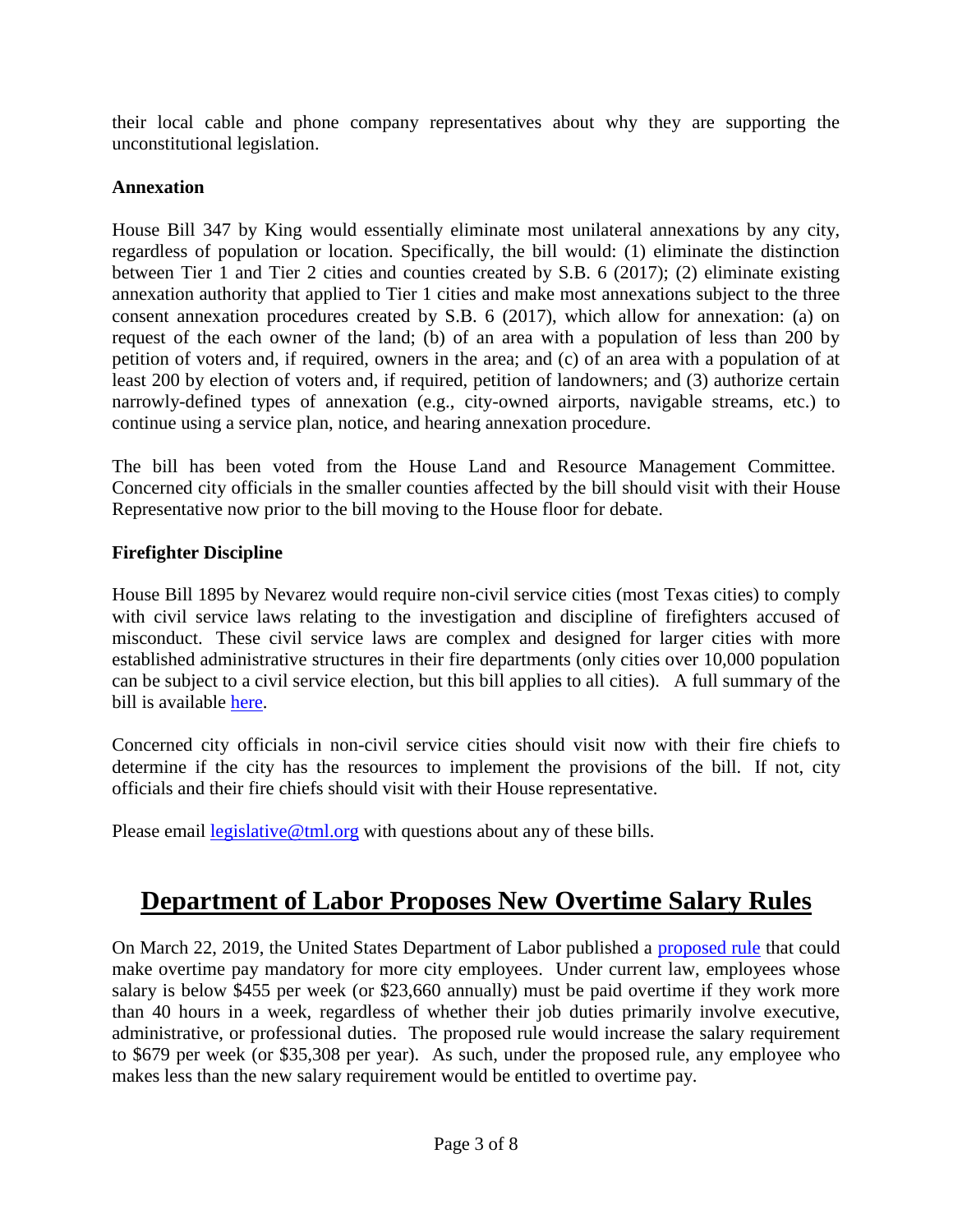their local cable and phone company representatives about why they are supporting the unconstitutional legislation.

**Annexation**

House Bill 347 by King would essentially eliminate most unilateral annexations by any city, regardless of population or location. Specifically, the bill would: (1) eliminate the distinction between Tier 1 and Tier 2 cities and counties created by S.B. 6 (2017); (2) eliminate existing annexation authority that applied to Tier 1 cities and make most annexations subject to the three consent annexation procedures created by S.B. 6 (2017), which allow for annexation: (a) on request of the each owner of the land; (b) of an area with a population of less than 200 by petition of voters and, if required, owners in the area; and (c) of an area with a population of at least 200 by election of voters and, if required, petition of landowners; and (3) authorize certain narrowly-defined types of annexation (e.g., city-owned airports, navigable streams, etc.) to continue using a service plan, notice, and hearing annexation procedure.

The bill has been voted from the House Land and Resource Management Committee. Concerned city officials in the smaller counties affected by the bill should visit with their House Representative now prior to the bill moving to the House floor for debate.

**Firefighter Discipline**

House Bill 1895 by Nevarez would require non-civil service cities (most Texas cities) to comply with civil service laws relating to the investigation and discipline of firefighters accused of misconduct. These civil service laws are complex and designed for larger cities with more established administrative structures in their fire departments (only cities over 10,000 population can be subject to a civil service election, but this bill applies to all cities). A full summary of the bill is available here.

Concerned city officials in non-civil service cities should visit now with their fire chiefs to determine if the city has the resources to implement the provisions of the bill. If not, city officials and their fire chiefs should visit with their House representative.

Please email legislative@tml.org with questions about any of these bills.

## Department of Labor Proposes New Overtime Salary Rules

On March 22, 2019, the United States Department of Labor published a proposed rule that could make overtime pay mandatory for more city employees. Under current law, employees whose salary is below $455 per week (or $23,660 annually) must be paid overtime if they work more than 40 hours in a week, regardless of whether their job duties primarily involve executive, administrative, or professional duties. The proposed rule would increase the salary requirement to $679 per week (or $35,308 per year). As such, under the proposed rule, any employee who makes less than the new salary requirement would be entitled to overtime pay.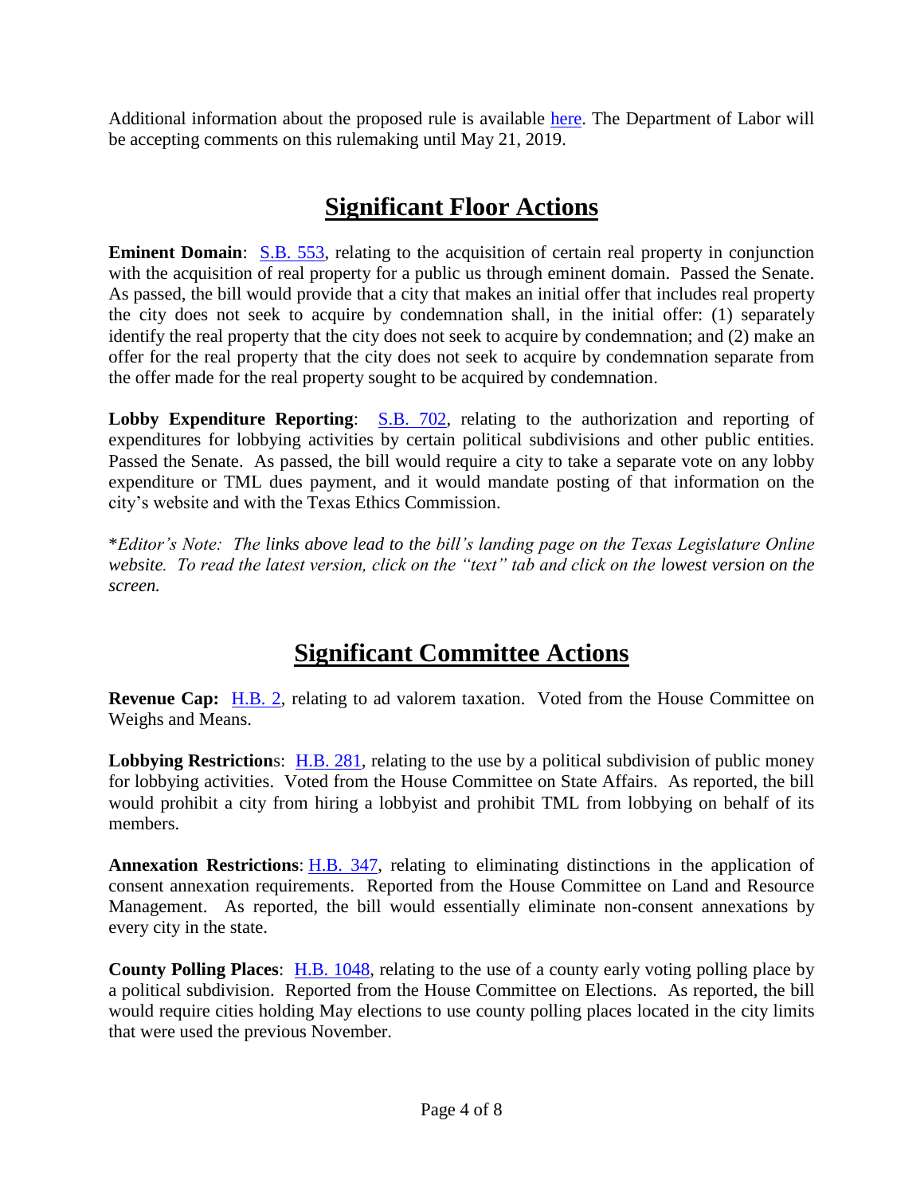Additional information about the proposed rule is available here. The Department of Labor will be accepting comments on this rulemaking until May 21, 2019.

## Significant Floor Actions

**Eminent Domain**: S.B. 553, relating to the acquisition of certain real property in conjunction with the acquisition of real property for a public us through eminent domain. Passed the Senate. As passed, the bill would provide that a city that makes an initial offer that includes real property the city does not seek to acquire by condemnation shall, in the initial offer: (1) separately identify the real property that the city does not seek to acquire by condemnation; and (2) make an offer for the real property that the city does not seek to acquire by condemnation separate from the offer made for the real property sought to be acquired by condemnation.

**Lobby Expenditure Reporting**: S.B. 702, relating to the authorization and reporting of expenditures for lobbying activities by certain political subdivisions and other public entities. Passed the Senate. As passed, the bill would require a city to take a separate vote on any lobby expenditure or TML dues payment, and it would mandate posting of that information on the city's website and with the Texas Ethics Commission.

\**Editor's Note: The links above lead to the bill's landing page on the Texas Legislature Online website. To read the latest version, click on the "text" tab and click on the lowest version on the screen.*

## Significant Committee Actions

**Revenue Cap:** H.B. 2, relating to ad valorem taxation. Voted from the House Committee on Weighs and Means.

**Lobbying Restrictions**: H.B. 281, relating to the use by a political subdivision of public money for lobbying activities. Voted from the House Committee on State Affairs. As reported, the bill would prohibit a city from hiring a lobbyist and prohibit TML from lobbying on behalf of its members.

**Annexation Restrictions**: H.B. 347, relating to eliminating distinctions in the application of consent annexation requirements. Reported from the House Committee on Land and Resource Management. As reported, the bill would essentially eliminate non-consent annexations by every city in the state.

**County Polling Places**: H.B. 1048, relating to the use of a county early voting polling place by a political subdivision. Reported from the House Committee on Elections. As reported, the bill would require cities holding May elections to use county polling places located in the city limits that were used the previous November.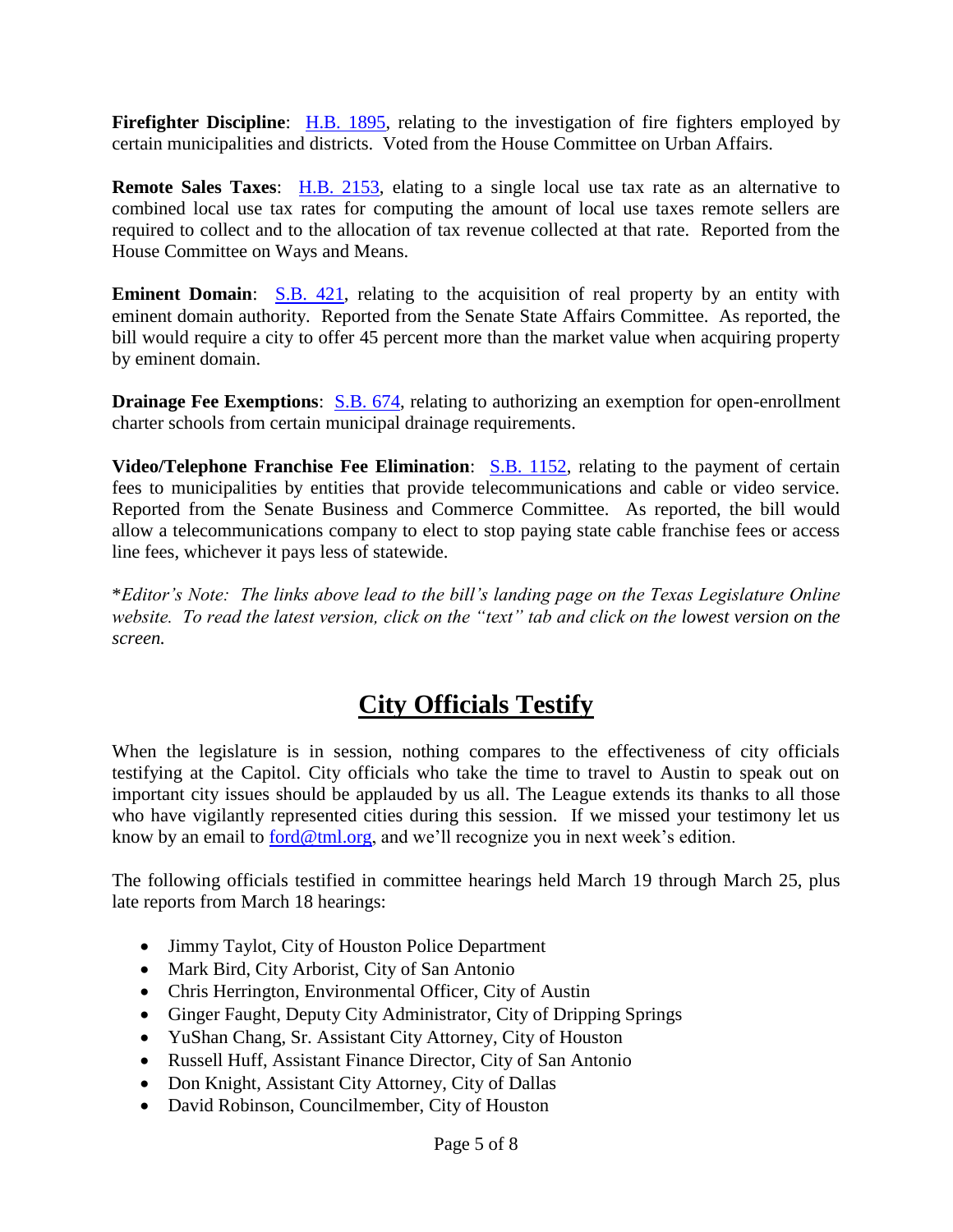**Firefighter Discipline**: [H.B. 1895](), relating to the investigation of fire fighters employed by certain municipalities and districts. Voted from the House Committee on Urban Affairs.

**Remote Sales Taxes**: [H.B. 2153](), elating to a single local use tax rate as an alternative to combined local use tax rates for computing the amount of local use taxes remote sellers are required to collect and to the allocation of tax revenue collected at that rate. Reported from the House Committee on Ways and Means.

**Eminent Domain**: [S.B. 421](), relating to the acquisition of real property by an entity with eminent domain authority. Reported from the Senate State Affairs Committee. As reported, the bill would require a city to offer 45 percent more than the market value when acquiring property by eminent domain.

**Drainage Fee Exemptions**: [S.B. 674](), relating to authorizing an exemption for open-enrollment charter schools from certain municipal drainage requirements.

**Video/Telephone Franchise Fee Elimination**: [S.B. 1152](), relating to the payment of certain fees to municipalities by entities that provide telecommunications and cable or video service. Reported from the Senate Business and Commerce Committee. As reported, the bill would allow a telecommunications company to elect to stop paying state cable franchise fees or access line fees, whichever it pays less of statewide.

*\*Editor's Note: The links above lead to the bill's landing page on the Texas Legislature Online website. To read the latest version, click on the "text" tab and click on the lowest version on the screen.*

# City Officials Testify

When the legislature is in session, nothing compares to the effectiveness of city officials testifying at the Capitol. City officials who take the time to travel to Austin to speak out on important city issues should be applauded by us all. The League extends its thanks to all those who have vigilantly represented cities during this session. If we missed your testimony let us know by an email to [ford@tml.org](mailto:ford@tml.org), and we'll recognize you in next week's edition.

The following officials testified in committee hearings held March 19 through March 25, plus late reports from March 18 hearings:

- Jimmy Taylot, City of Houston Police Department
- Mark Bird, City Arborist, City of San Antonio
- Chris Herrington, Environmental Officer, City of Austin
- Ginger Faught, Deputy City Administrator, City of Dripping Springs
- YuShan Chang, Sr. Assistant City Attorney, City of Houston
- Russell Huff, Assistant Finance Director, City of San Antonio
- Don Knight, Assistant City Attorney, City of Dallas
- David Robinson, Councilmember, City of Houston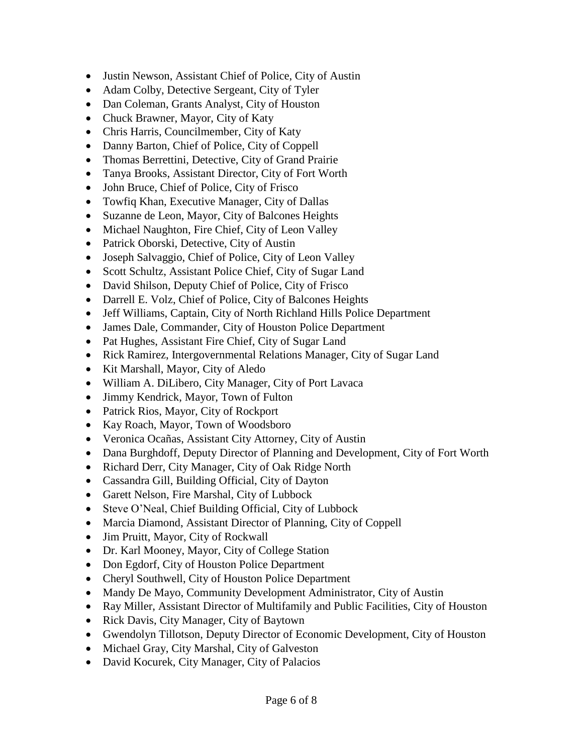- Justin Newson, Assistant Chief of Police, City of Austin
- Adam Colby, Detective Sergeant, City of Tyler
- Dan Coleman, Grants Analyst, City of Houston
- Chuck Brawner, Mayor, City of Katy
- Chris Harris, Councilmember, City of Katy
- Danny Barton, Chief of Police, City of Coppell
- Thomas Berrettini, Detective, City of Grand Prairie
- Tanya Brooks, Assistant Director, City of Fort Worth
- John Bruce, Chief of Police, City of Frisco
- Towfiq Khan, Executive Manager, City of Dallas
- Suzanne de Leon, Mayor, City of Balcones Heights
- Michael Naughton, Fire Chief, City of Leon Valley
- Patrick Oborski, Detective, City of Austin
- Joseph Salvaggio, Chief of Police, City of Leon Valley
- Scott Schultz, Assistant Police Chief, City of Sugar Land
- David Shilson, Deputy Chief of Police, City of Frisco
- Darrell E. Volz, Chief of Police, City of Balcones Heights
- Jeff Williams, Captain, City of North Richland Hills Police Department
- James Dale, Commander, City of Houston Police Department
- Pat Hughes, Assistant Fire Chief, City of Sugar Land
- Rick Ramirez, Intergovernmental Relations Manager, City of Sugar Land
- Kit Marshall, Mayor, City of Aledo
- William A. DiLibero, City Manager, City of Port Lavaca
- Jimmy Kendrick, Mayor, Town of Fulton
- Patrick Rios, Mayor, City of Rockport
- Kay Roach, Mayor, Town of Woodsboro
- Veronica Ocañas, Assistant City Attorney, City of Austin
- Dana Burghdoff, Deputy Director of Planning and Development, City of Fort Worth
- Richard Derr, City Manager, City of Oak Ridge North
- Cassandra Gill, Building Official, City of Dayton
- Garett Nelson, Fire Marshal, City of Lubbock
- Steve O'Neal, Chief Building Official, City of Lubbock
- Marcia Diamond, Assistant Director of Planning, City of Coppell
- Jim Pruitt, Mayor, City of Rockwall
- Dr. Karl Mooney, Mayor, City of College Station
- Don Egdorf, City of Houston Police Department
- Cheryl Southwell, City of Houston Police Department
- Mandy De Mayo, Community Development Administrator, City of Austin
- Ray Miller, Assistant Director of Multifamily and Public Facilities, City of Houston
- Rick Davis, City Manager, City of Baytown
- Gwendolyn Tillotson, Deputy Director of Economic Development, City of Houston
- Michael Gray, City Marshal, City of Galveston
- David Kocurek, City Manager, City of Palacios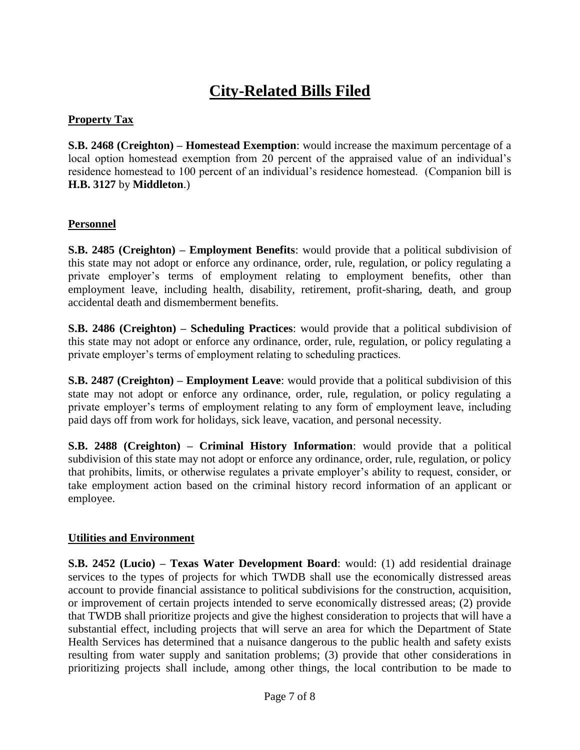# City-Related Bills Filed

## Property Tax

**S.B. 2468 (Creighton) – Homestead Exemption**: would increase the maximum percentage of a local option homestead exemption from 20 percent of the appraised value of an individual's residence homestead to 100 percent of an individual's residence homestead. (Companion bill is **H.B. 3127** by **Middleton**.)

## Personnel

**S.B. 2485 (Creighton) – Employment Benefits**: would provide that a political subdivision of this state may not adopt or enforce any ordinance, order, rule, regulation, or policy regulating a private employer's terms of employment relating to employment benefits, other than employment leave, including health, disability, retirement, profit-sharing, death, and group accidental death and dismemberment benefits.

**S.B. 2486 (Creighton) – Scheduling Practices**: would provide that a political subdivision of this state may not adopt or enforce any ordinance, order, rule, regulation, or policy regulating a private employer's terms of employment relating to scheduling practices.

**S.B. 2487 (Creighton) – Employment Leave**: would provide that a political subdivision of this state may not adopt or enforce any ordinance, order, rule, regulation, or policy regulating a private employer's terms of employment relating to any form of employment leave, including paid days off from work for holidays, sick leave, vacation, and personal necessity.

**S.B. 2488 (Creighton) – Criminal History Information**: would provide that a political subdivision of this state may not adopt or enforce any ordinance, order, rule, regulation, or policy that prohibits, limits, or otherwise regulates a private employer's ability to request, consider, or take employment action based on the criminal history record information of an applicant or employee.

## Utilities and Environment

**S.B. 2452 (Lucio) – Texas Water Development Board**: would: (1) add residential drainage services to the types of projects for which TWDB shall use the economically distressed areas account to provide financial assistance to political subdivisions for the construction, acquisition, or improvement of certain projects intended to serve economically distressed areas; (2) provide that TWDB shall prioritize projects and give the highest consideration to projects that will have a substantial effect, including projects that will serve an area for which the Department of State Health Services has determined that a nuisance dangerous to the public health and safety exists resulting from water supply and sanitation problems; (3) provide that other considerations in prioritizing projects shall include, among other things, the local contribution to be made to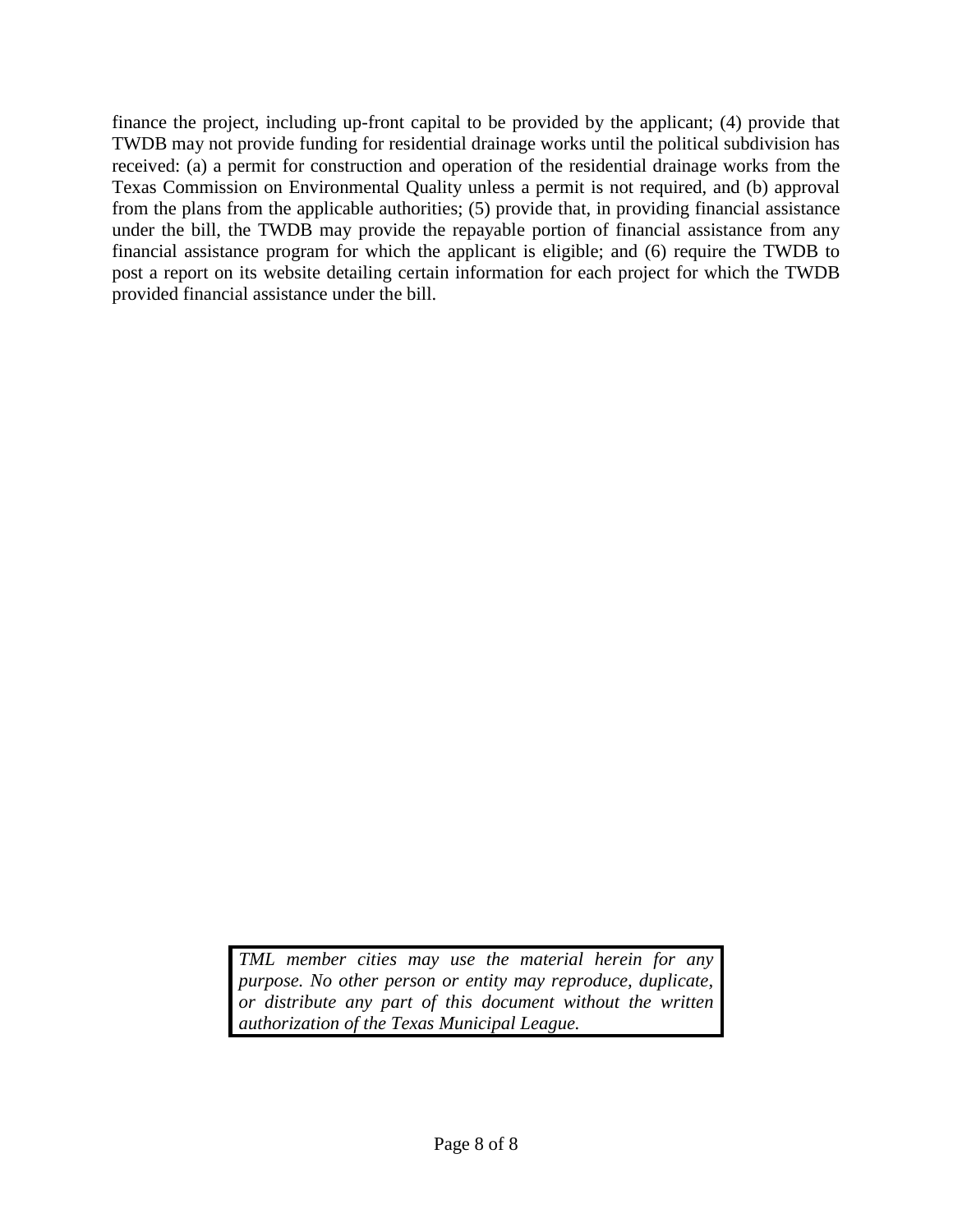finance the project, including up-front capital to be provided by the applicant; (4) provide that TWDB may not provide funding for residential drainage works until the political subdivision has received: (a) a permit for construction and operation of the residential drainage works from the Texas Commission on Environmental Quality unless a permit is not required, and (b) approval from the plans from the applicable authorities; (5) provide that, in providing financial assistance under the bill, the TWDB may provide the repayable portion of financial assistance from any financial assistance program for which the applicant is eligible; and (6) require the TWDB to post a report on its website detailing certain information for each project for which the TWDB provided financial assistance under the bill.

*TML member cities may use the material herein for any purpose. No other person or entity may reproduce, duplicate, or distribute any part of this document without the written authorization of the Texas Municipal League.*